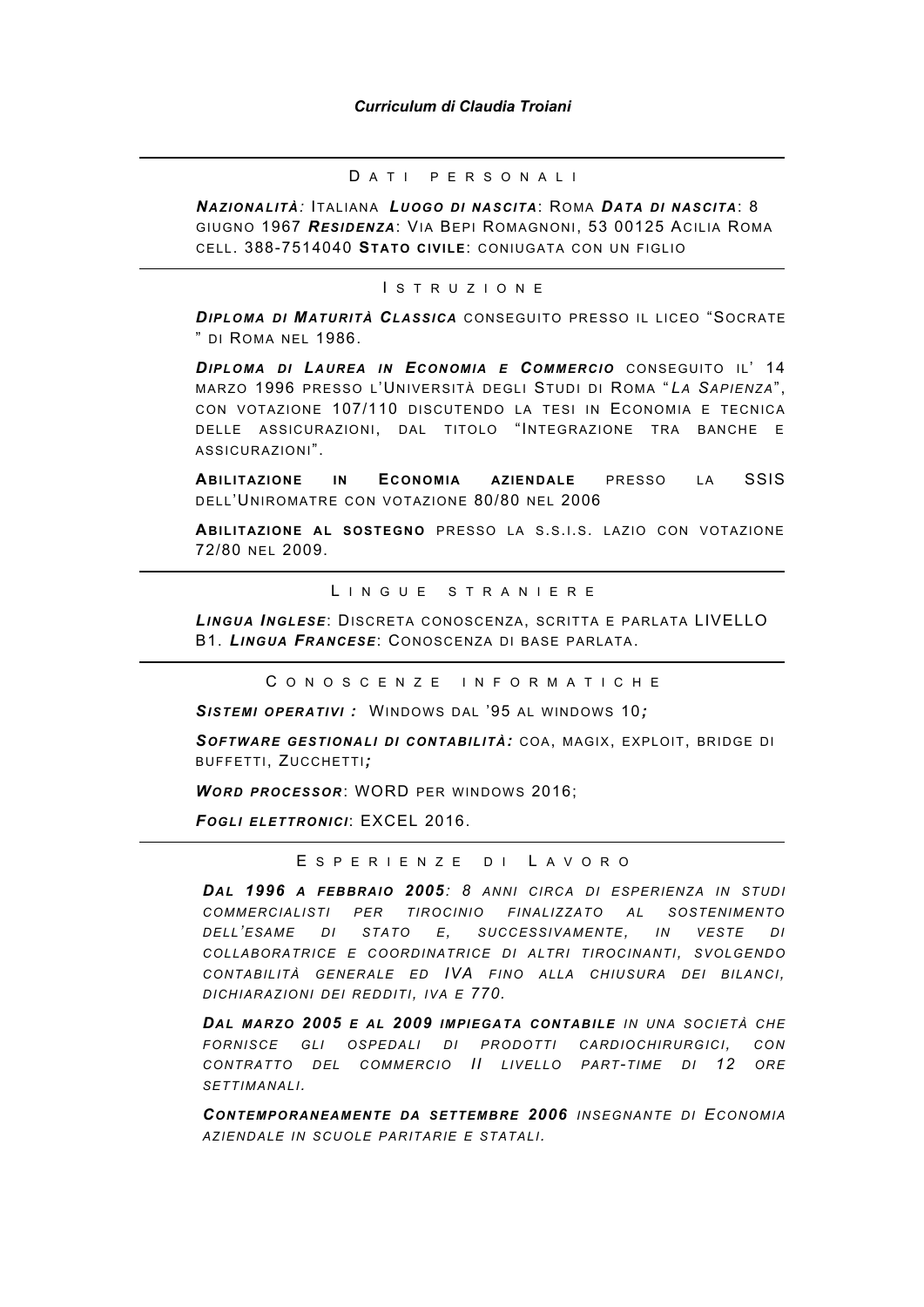*Curriculum di Claudia Troiani*

## Dati personali

***Nazionalità:*** Italiana ***Luogo di nascita***: Roma ***Data di nascita***: 8 giugno 1967 ***Residenza***: Via Bepi Romagnoni, 53 00125 Acilia Roma cell. 388-7514040 **Stato civile**: coniugata con un figlio

## Istruzione

***Diploma di Maturità Classica*** conseguito presso il liceo "Socrate " di Roma nel 1986.

***Diploma di Laurea in Economia e Commercio*** conseguito il' 14 marzo 1996 presso l'Università degli Studi di Roma "*La Sapienza*", con votazione 107/110 discutendo la tesi in Economia e tecnica delle assicurazioni, dal titolo "Integrazione tra banche e assicurazioni".

**Abilitazione in Economia aziendale** presso la SSIS dell'Uniromatre con votazione 80/80 nel 2006

**Abilitazione al sostegno** presso la S.S.I.S. Lazio con votazione 72/80 nel 2009.

## Lingue straniere

***Lingua Inglese***: Discreta conoscenza, scritta e parlata LIVELLO B1. ***Lingua Francese***: Conoscenza di base parlata.

## Conoscenze informatiche

***Sistemi operativi :*** Windows dal '95 al windows 10***;***

***Software gestionali di contabilità:*** COA, MAGIX, EXPLOIT, BRIDGE di Buffetti, Zucchetti***;***

***Word processor***: WORD per windows 2016;

***Fogli elettronici***: EXCEL 2016.

## Esperienze di Lavoro

***Dal 1996 a febbraio 2005**: 8 anni circa di esperienza in studi commercialisti per tirocinio finalizzato al sostenimento dell'esame di stato e, successivamente, in veste di collaboratrice e coordinatrice di altri tirocinanti, svolgendo contabilità generale ed IVA fino alla chiusura dei bilanci, dichiarazioni dei redditi, IVA e 770.*

***Dal marzo 2005 e al 2009 impiegata contabile** in una società che fornisce gli ospedali di prodotti cardiochirurgici, con contratto del commercio II livello part-time di 12 ore settimanali.*

***Contemporaneamente da settembre 2006** insegnante di Economia aziendale in scuole paritarie e statali.*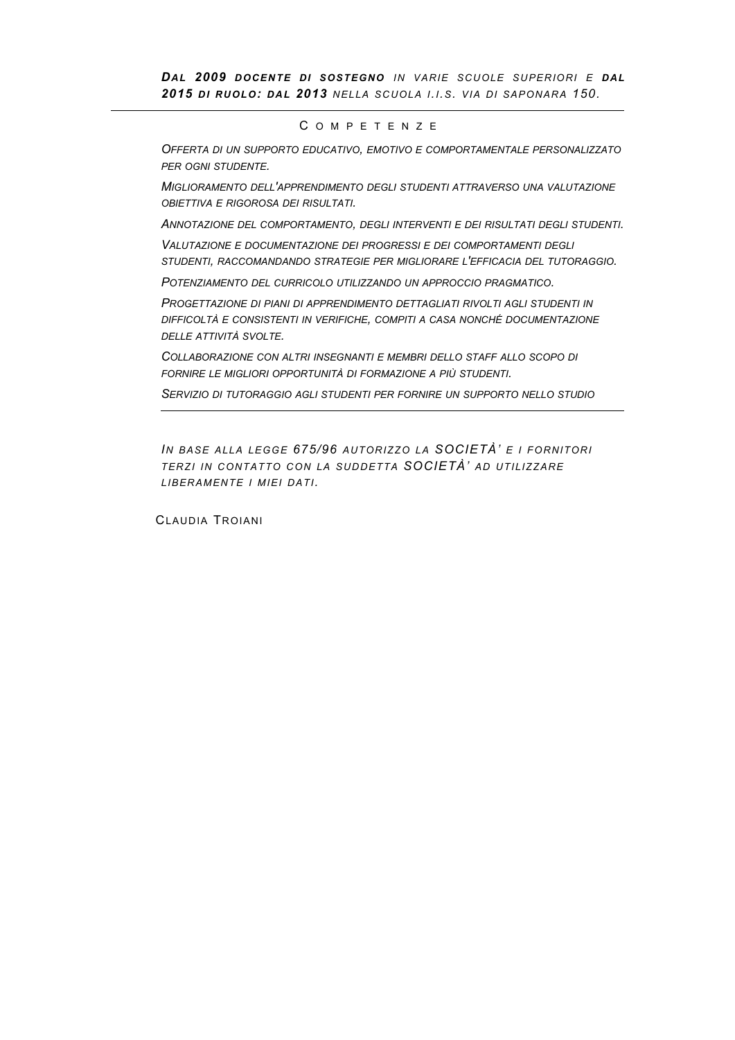***Dal 2009 docente di sostegno*** *in varie scuole superiori e* ***dal 2015 di ruolo: dal 2013*** *nella scuola I.I.S. via di Saponara 150.*

---

## Competenze

*Offerta di un supporto educativo, emotivo e comportamentale personalizzato per ogni studente.*

*Miglioramento dell'apprendimento degli studenti attraverso una valutazione obiettiva e rigorosa dei risultati.*

*Annotazione del comportamento, degli interventi e dei risultati degli studenti.*

*Valutazione e documentazione dei progressi e dei comportamenti degli studenti, raccomandando strategie per migliorare l'efficacia del tutoraggio.*

*Potenziamento del curricolo utilizzando un approccio pragmatico.*

*Progettazione di piani di apprendimento dettagliati rivolti agli studenti in difficoltà e consistenti in verifiche, compiti a casa nonché documentazione delle attività svolte.*

*Collaborazione con altri insegnanti e membri dello staff allo scopo di fornire le migliori opportunità di formazione a più studenti.*

*Servizio di tutoraggio agli studenti per fornire un supporto nello studio*

---

*In base alla legge 675/96 autorizzo la SOCIETÀ' e i fornitori terzi in contatto con la suddetta SOCIETÀ' ad utilizzare liberamente i miei dati.*

Claudia Troiani